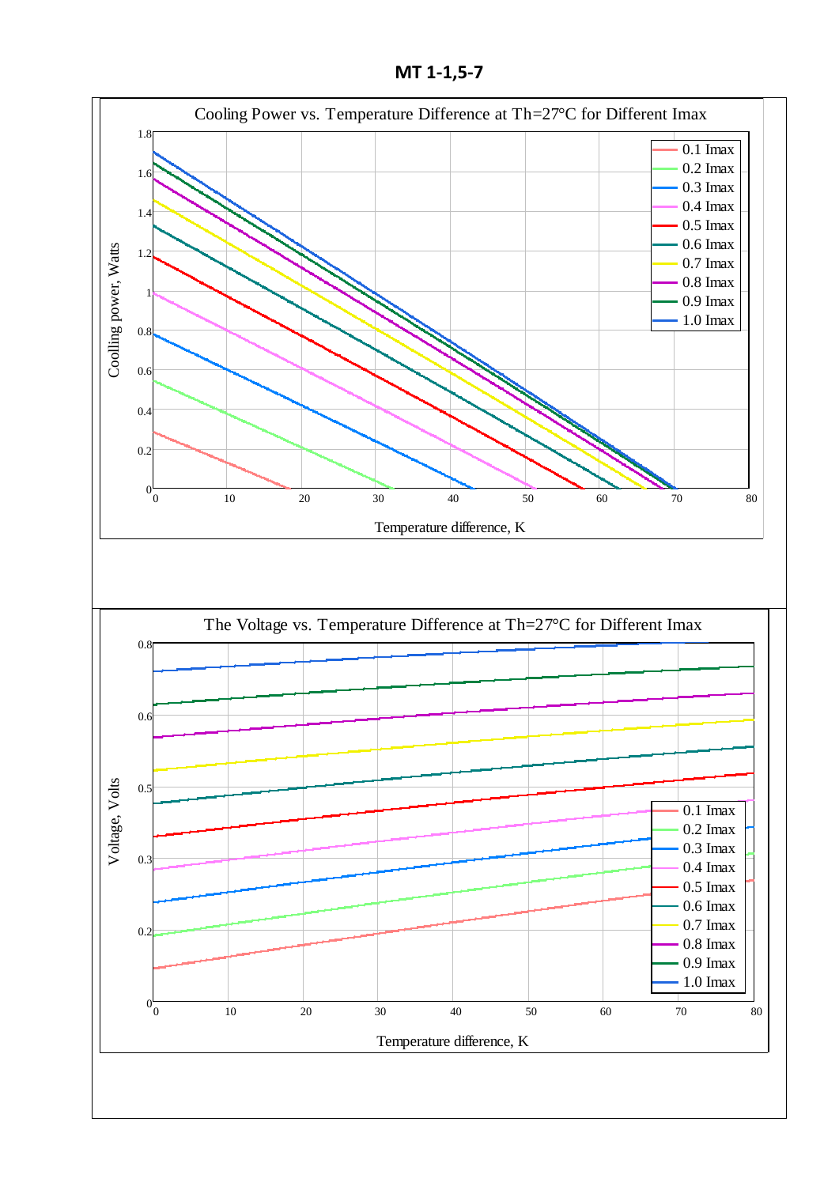# MT 1-1,5-7

Cooling Power vs. Temperature Difference at Th=27°C for Different Imax

Coolling power, Watts

Temperature difference, K

0.1 Imax
0.2 Imax
0.3 Imax
0.4 Imax
0.5 Imax
0.6 Imax
0.7 Imax
0.8 Imax
0.9 Imax
1.0 Imax

The Voltage vs. Temperature Difference at Th=27°C for Different Imax

Voltage, Volts

Temperature difference, K

0.1 Imax
0.2 Imax
0.3 Imax
0.4 Imax
0.5 Imax
0.6 Imax
0.7 Imax
0.8 Imax
0.9 Imax
1.0 Imax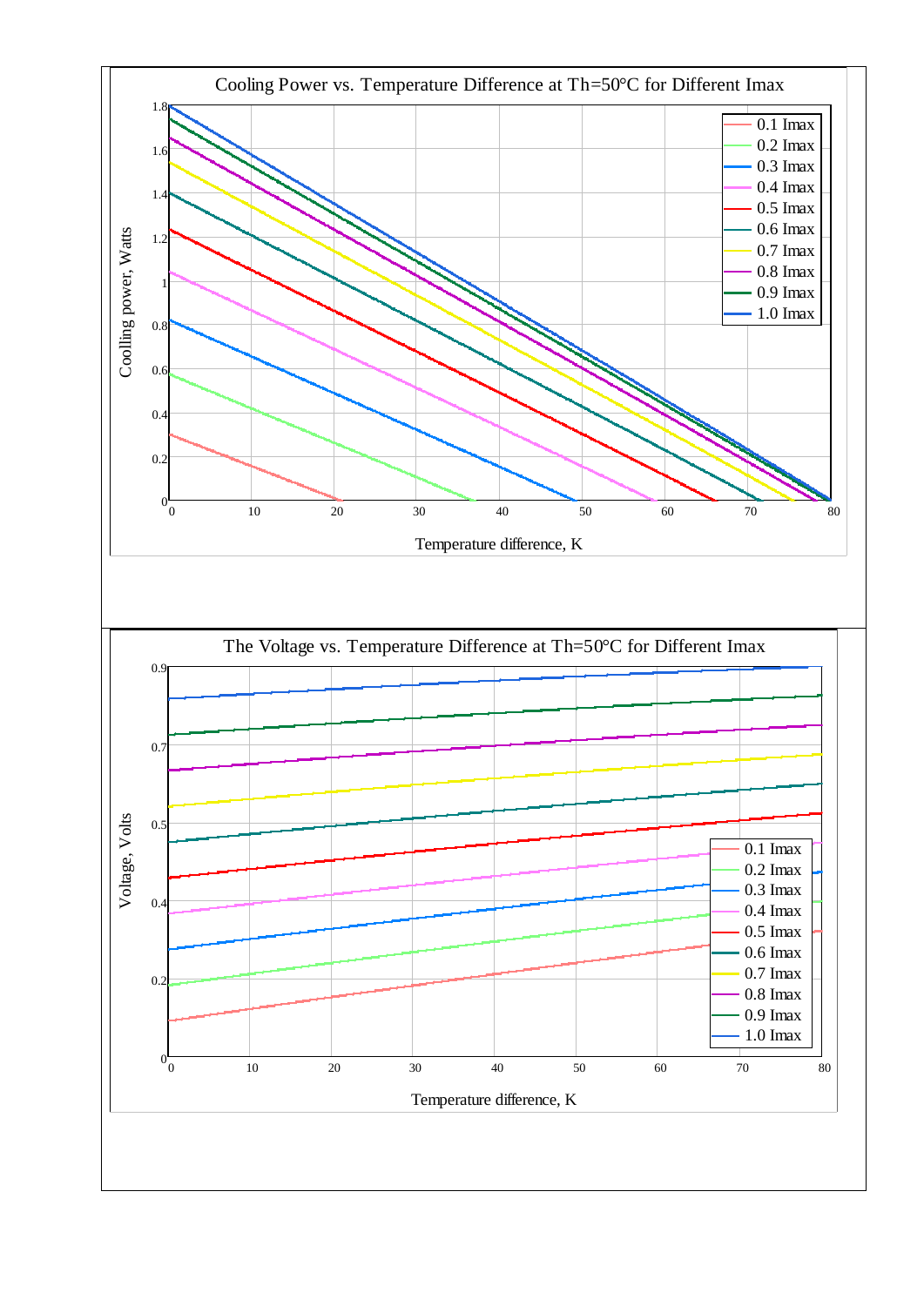Cooling Power vs. Temperature Difference at Th=50°C for Different Imax

Coolling power, Watts

1.8
1.6
1.4
1.2
1
0.8
0.6
0.4
0.2
0

0 10 20 30 40 50 60 70 80

Temperature difference, K

0.1 Imax
0.2 Imax
0.3 Imax
0.4 Imax
0.5 Imax
0.6 Imax
0.7 Imax
0.8 Imax
0.9 Imax
1.0 Imax

The Voltage vs. Temperature Difference at Th=50°C for Different Imax

Voltage, Volts

0.9
0.7
0.5
0.4
0.2
0

0 10 20 30 40 50 60 70 80

Temperature difference, K

0.1 Imax
0.2 Imax
0.3 Imax
0.4 Imax
0.5 Imax
0.6 Imax
0.7 Imax
0.8 Imax
0.9 Imax
1.0 Imax